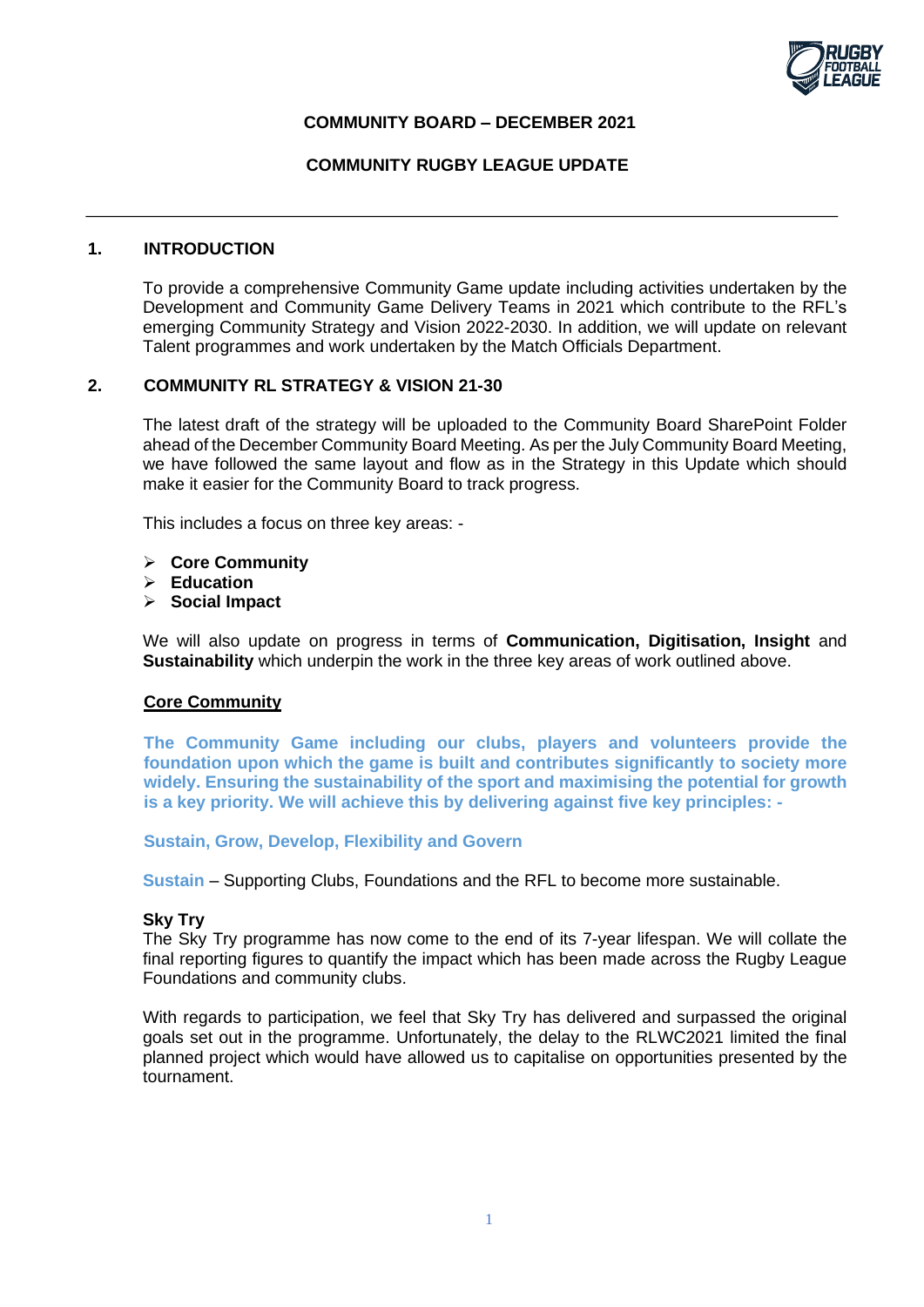**COMMUNITY BOARD – DECEMBER 2021**

**COMMUNITY RUGBY LEAGUE UPDATE**

---

## 1. INTRODUCTION

To provide a comprehensive Community Game update including activities undertaken by the Development and Community Game Delivery Teams in 2021 which contribute to the RFL's emerging Community Strategy and Vision 2022-2030. In addition, we will update on relevant Talent programmes and work undertaken by the Match Officials Department.

## 2. COMMUNITY RL STRATEGY & VISION 21-30

The latest draft of the strategy will be uploaded to the Community Board SharePoint Folder ahead of the December Community Board Meeting. As per the July Community Board Meeting, we have followed the same layout and flow as in the Strategy in this Update which should make it easier for the Community Board to track progress.

This includes a focus on three key areas: -

- **Core Community**
- **Education**
- **Social Impact**

We will also update on progress in terms of **Communication, Digitisation, Insight** and **Sustainability** which underpin the work in the three key areas of work outlined above.

### Core Community

**The Community Game including our clubs, players and volunteers provide the foundation upon which the game is built and contributes significantly to society more widely. Ensuring the sustainability of the sport and maximising the potential for growth is a key priority. We will achieve this by delivering against five key principles: -**

**Sustain, Grow, Develop, Flexibility and Govern**

**Sustain** – Supporting Clubs, Foundations and the RFL to become more sustainable.

**Sky Try**
The Sky Try programme has now come to the end of its 7-year lifespan. We will collate the final reporting figures to quantify the impact which has been made across the Rugby League Foundations and community clubs.

With regards to participation, we feel that Sky Try has delivered and surpassed the original goals set out in the programme. Unfortunately, the delay to the RLWC2021 limited the final planned project which would have allowed us to capitalise on opportunities presented by the tournament.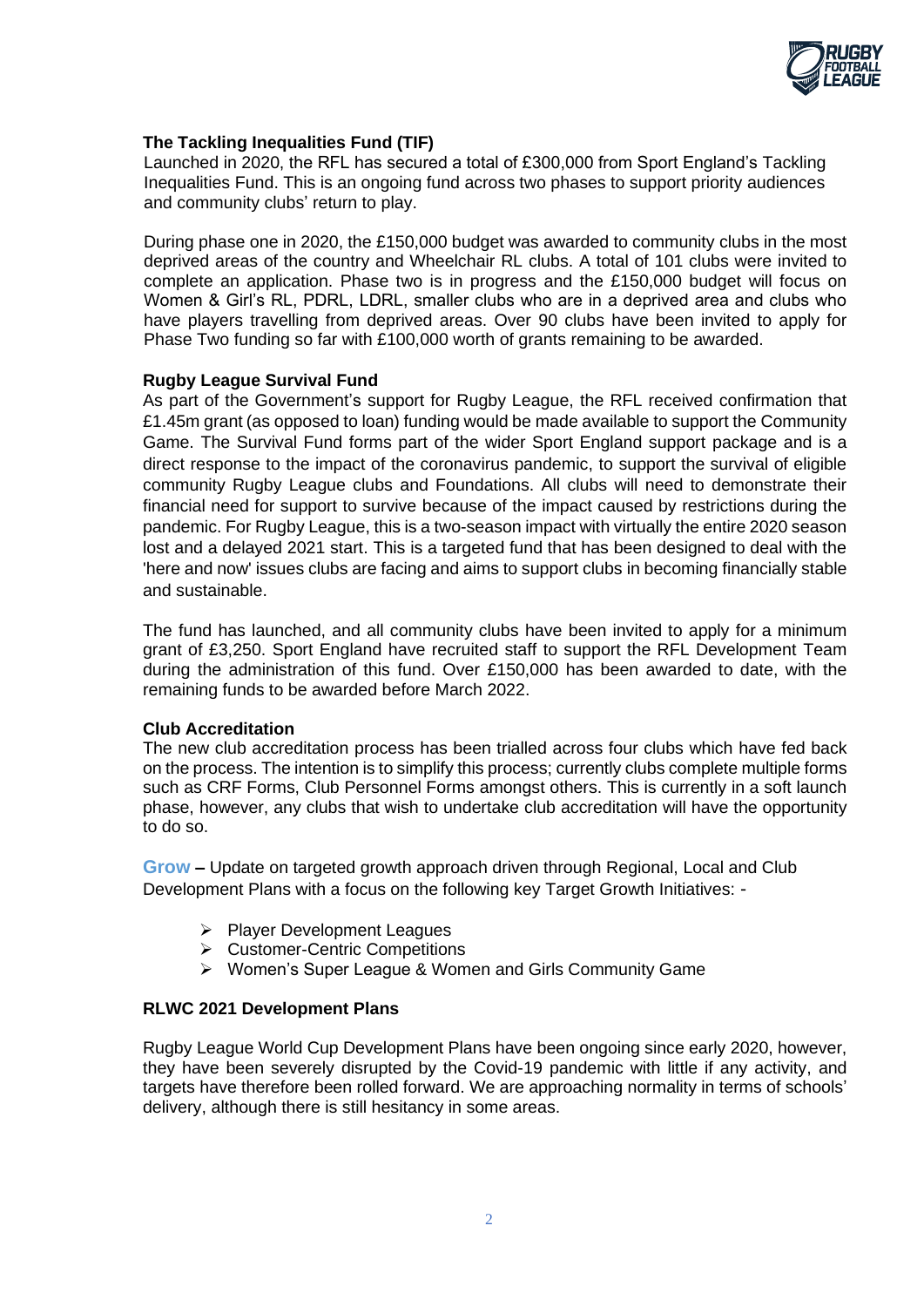**The Tackling Inequalities Fund (TIF)**

Launched in 2020, the RFL has secured a total of £300,000 from Sport England's Tackling Inequalities Fund. This is an ongoing fund across two phases to support priority audiences and community clubs' return to play.

During phase one in 2020, the £150,000 budget was awarded to community clubs in the most deprived areas of the country and Wheelchair RL clubs. A total of 101 clubs were invited to complete an application. Phase two is in progress and the £150,000 budget will focus on Women & Girl's RL, PDRL, LDRL, smaller clubs who are in a deprived area and clubs who have players travelling from deprived areas. Over 90 clubs have been invited to apply for Phase Two funding so far with £100,000 worth of grants remaining to be awarded.

**Rugby League Survival Fund**

As part of the Government's support for Rugby League, the RFL received confirmation that £1.45m grant (as opposed to loan) funding would be made available to support the Community Game. The Survival Fund forms part of the wider Sport England support package and is a direct response to the impact of the coronavirus pandemic, to support the survival of eligible community Rugby League clubs and Foundations. All clubs will need to demonstrate their financial need for support to survive because of the impact caused by restrictions during the pandemic. For Rugby League, this is a two-season impact with virtually the entire 2020 season lost and a delayed 2021 start. This is a targeted fund that has been designed to deal with the 'here and now' issues clubs are facing and aims to support clubs in becoming financially stable and sustainable.

The fund has launched, and all community clubs have been invited to apply for a minimum grant of £3,250. Sport England have recruited staff to support the RFL Development Team during the administration of this fund. Over £150,000 has been awarded to date, with the remaining funds to be awarded before March 2022.

**Club Accreditation**

The new club accreditation process has been trialled across four clubs which have fed back on the process. The intention is to simplify this process; currently clubs complete multiple forms such as CRF Forms, Club Personnel Forms amongst others. This is currently in a soft launch phase, however, any clubs that wish to undertake club accreditation will have the opportunity to do so.

**Grow** – Update on targeted growth approach driven through Regional, Local and Club Development Plans with a focus on the following key Target Growth Initiatives: -

- Player Development Leagues
- Customer-Centric Competitions
- Women's Super League & Women and Girls Community Game

**RLWC 2021 Development Plans**

Rugby League World Cup Development Plans have been ongoing since early 2020, however, they have been severely disrupted by the Covid-19 pandemic with little if any activity, and targets have therefore been rolled forward. We are approaching normality in terms of schools' delivery, although there is still hesitancy in some areas.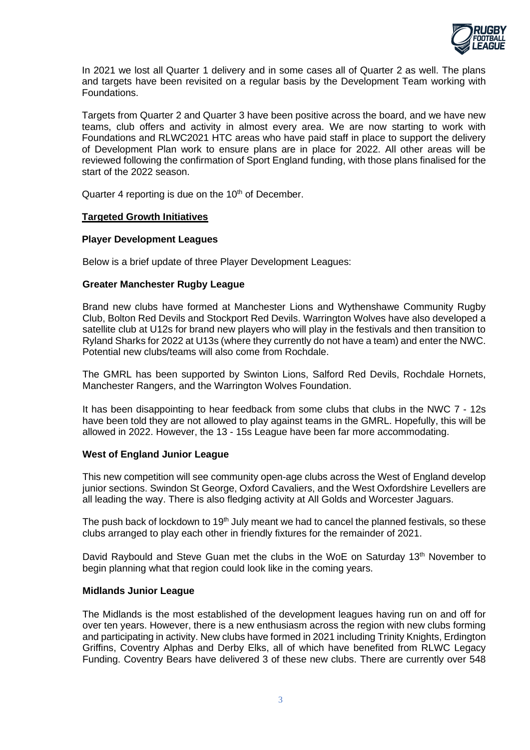In 2021 we lost all Quarter 1 delivery and in some cases all of Quarter 2 as well. The plans and targets have been revisited on a regular basis by the Development Team working with Foundations.

Targets from Quarter 2 and Quarter 3 have been positive across the board, and we have new teams, club offers and activity in almost every area. We are now starting to work with Foundations and RLWC2021 HTC areas who have paid staff in place to support the delivery of Development Plan work to ensure plans are in place for 2022. All other areas will be reviewed following the confirmation of Sport England funding, with those plans finalised for the start of the 2022 season.

Quarter 4 reporting is due on the 10th of December.

## Targeted Growth Initiatives

### Player Development Leagues

Below is a brief update of three Player Development Leagues:

#### Greater Manchester Rugby League

Brand new clubs have formed at Manchester Lions and Wythenshawe Community Rugby Club, Bolton Red Devils and Stockport Red Devils. Warrington Wolves have also developed a satellite club at U12s for brand new players who will play in the festivals and then transition to Ryland Sharks for 2022 at U13s (where they currently do not have a team) and enter the NWC. Potential new clubs/teams will also come from Rochdale.

The GMRL has been supported by Swinton Lions, Salford Red Devils, Rochdale Hornets, Manchester Rangers, and the Warrington Wolves Foundation.

It has been disappointing to hear feedback from some clubs that clubs in the NWC 7 - 12s have been told they are not allowed to play against teams in the GMRL. Hopefully, this will be allowed in 2022. However, the 13 - 15s League have been far more accommodating.

#### West of England Junior League

This new competition will see community open-age clubs across the West of England develop junior sections. Swindon St George, Oxford Cavaliers, and the West Oxfordshire Levellers are all leading the way. There is also fledging activity at All Golds and Worcester Jaguars.

The push back of lockdown to 19th July meant we had to cancel the planned festivals, so these clubs arranged to play each other in friendly fixtures for the remainder of 2021.

David Raybould and Steve Guan met the clubs in the WoE on Saturday 13th November to begin planning what that region could look like in the coming years.

#### Midlands Junior League

The Midlands is the most established of the development leagues having run on and off for over ten years. However, there is a new enthusiasm across the region with new clubs forming and participating in activity. New clubs have formed in 2021 including Trinity Knights, Erdington Griffins, Coventry Alphas and Derby Elks, all of which have benefited from RLWC Legacy Funding. Coventry Bears have delivered 3 of these new clubs. There are currently over 548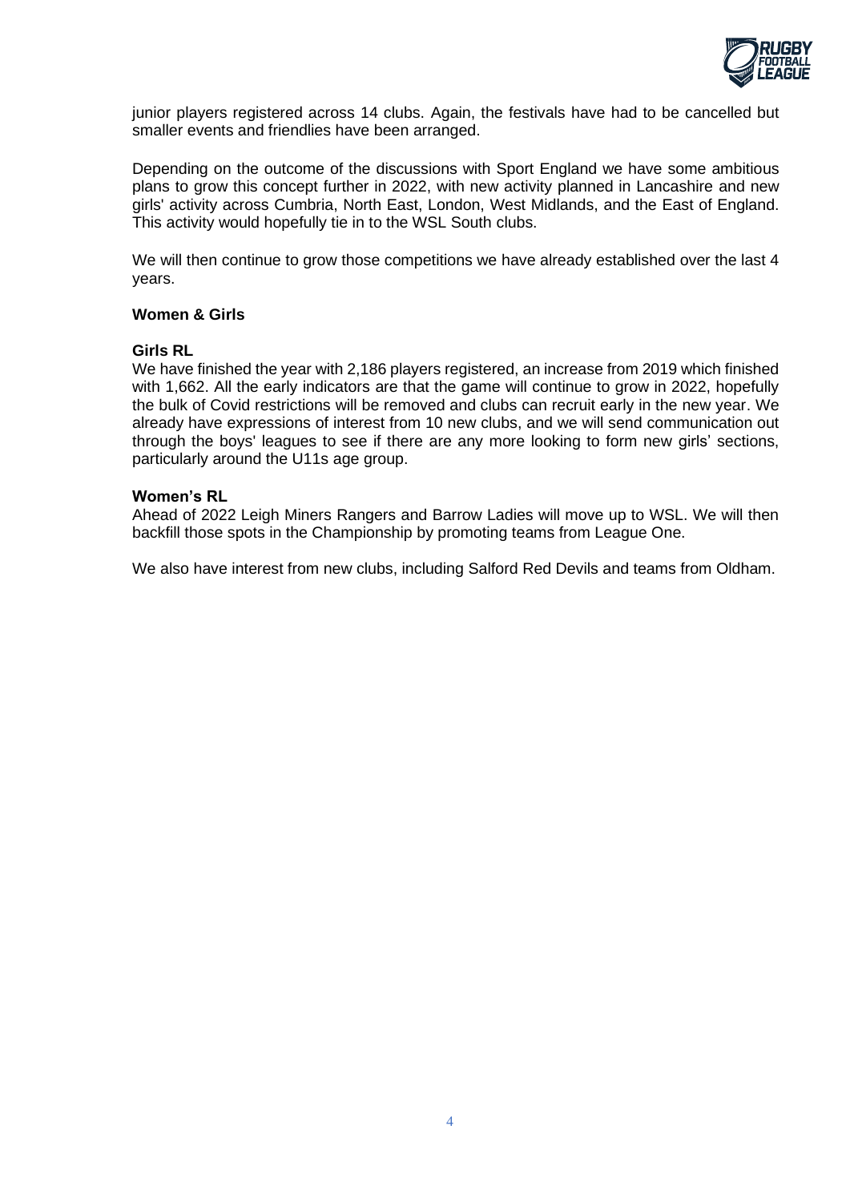junior players registered across 14 clubs. Again, the festivals have had to be cancelled but smaller events and friendlies have been arranged.

Depending on the outcome of the discussions with Sport England we have some ambitious plans to grow this concept further in 2022, with new activity planned in Lancashire and new girls' activity across Cumbria, North East, London, West Midlands, and the East of England. This activity would hopefully tie in to the WSL South clubs.

We will then continue to grow those competitions we have already established over the last 4 years.

**Women & Girls**

**Girls RL**

We have finished the year with 2,186 players registered, an increase from 2019 which finished with 1,662. All the early indicators are that the game will continue to grow in 2022, hopefully the bulk of Covid restrictions will be removed and clubs can recruit early in the new year. We already have expressions of interest from 10 new clubs, and we will send communication out through the boys' leagues to see if there are any more looking to form new girls' sections, particularly around the U11s age group.

**Women's RL**

Ahead of 2022 Leigh Miners Rangers and Barrow Ladies will move up to WSL. We will then backfill those spots in the Championship by promoting teams from League One.

We also have interest from new clubs, including Salford Red Devils and teams from Oldham.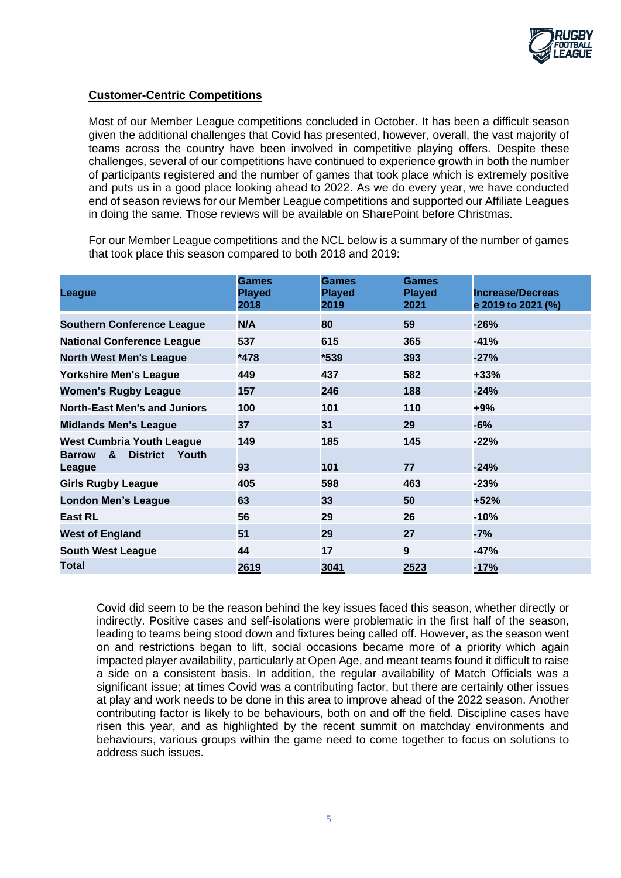## Customer-Centric Competitions

Most of our Member League competitions concluded in October. It has been a difficult season given the additional challenges that Covid has presented, however, overall, the vast majority of teams across the country have been involved in competitive playing offers. Despite these challenges, several of our competitions have continued to experience growth in both the number of participants registered and the number of games that took place which is extremely positive and puts us in a good place looking ahead to 2022. As we do every year, we have conducted end of season reviews for our Member League competitions and supported our Affiliate Leagues in doing the same. Those reviews will be available on SharePoint before Christmas.

For our Member League competitions and the NCL below is a summary of the number of games that took place this season compared to both 2018 and 2019:

| League | Games Played 2018 | Games Played 2019 | Games Played 2021 | Increase/Decrease 2019 to 2021 (%) |
|---|---|---|---|---|
| **Southern Conference League** | **N/A** | **80** | **59** | **-26%** |
| **National Conference League** | **537** | **615** | **365** | **-41%** |
| **North West Men's League** | ***478** | ***539** | **393** | **-27%** |
| **Yorkshire Men's League** | **449** | **437** | **582** | **+33%** |
| **Women's Rugby League** | **157** | **246** | **188** | **-24%** |
| **North-East Men's and Juniors** | **100** | **101** | **110** | **+9%** |
| **Midlands Men's League** | **37** | **31** | **29** | **-6%** |
| **West Cumbria Youth League** | **149** | **185** | **145** | **-22%** |
| **Barrow & District Youth League** | **93** | **101** | **77** | **-24%** |
| **Girls Rugby League** | **405** | **598** | **463** | **-23%** |
| **London Men's League** | **63** | **33** | **50** | **+52%** |
| **East RL** | **56** | **29** | **26** | **-10%** |
| **West of England** | **51** | **29** | **27** | **-7%** |
| **South West League** | **44** | **17** | **9** | **-47%** |
| **Total** | **2619** | **3041** | **2523** | **-17%** |

Covid did seem to be the reason behind the key issues faced this season, whether directly or indirectly. Positive cases and self-isolations were problematic in the first half of the season, leading to teams being stood down and fixtures being called off. However, as the season went on and restrictions began to lift, social occasions became more of a priority which again impacted player availability, particularly at Open Age, and meant teams found it difficult to raise a side on a consistent basis. In addition, the regular availability of Match Officials was a significant issue; at times Covid was a contributing factor, but there are certainly other issues at play and work needs to be done in this area to improve ahead of the 2022 season. Another contributing factor is likely to be behaviours, both on and off the field. Discipline cases have risen this year, and as highlighted by the recent summit on matchday environments and behaviours, various groups within the game need to come together to focus on solutions to address such issues.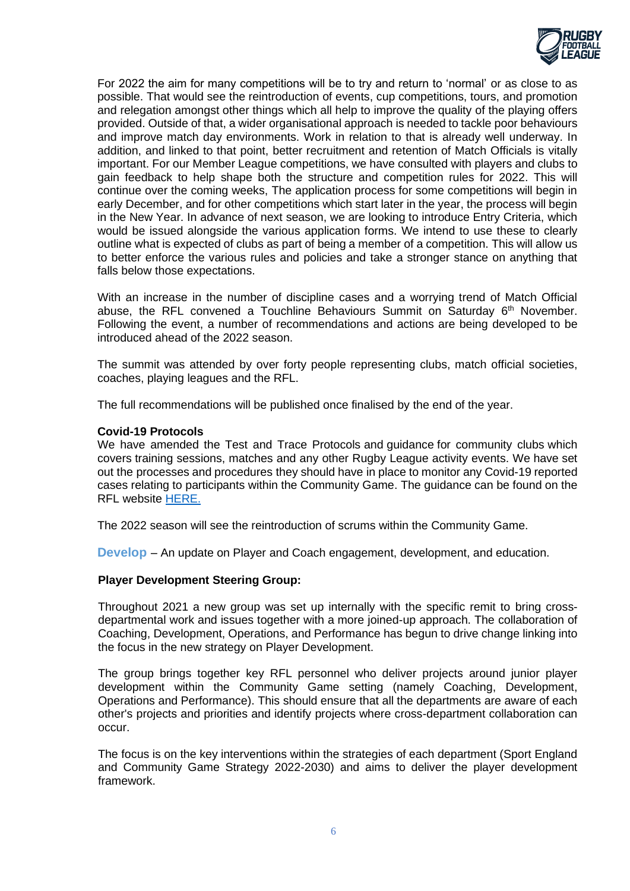For 2022 the aim for many competitions will be to try and return to 'normal' or as close to as possible. That would see the reintroduction of events, cup competitions, tours, and promotion and relegation amongst other things which all help to improve the quality of the playing offers provided. Outside of that, a wider organisational approach is needed to tackle poor behaviours and improve match day environments. Work in relation to that is already well underway. In addition, and linked to that point, better recruitment and retention of Match Officials is vitally important. For our Member League competitions, we have consulted with players and clubs to gain feedback to help shape both the structure and competition rules for 2022. This will continue over the coming weeks, The application process for some competitions will begin in early December, and for other competitions which start later in the year, the process will begin in the New Year. In advance of next season, we are looking to introduce Entry Criteria, which would be issued alongside the various application forms. We intend to use these to clearly outline what is expected of clubs as part of being a member of a competition. This will allow us to better enforce the various rules and policies and take a stronger stance on anything that falls below those expectations.

With an increase in the number of discipline cases and a worrying trend of Match Official abuse, the RFL convened a Touchline Behaviours Summit on Saturday 6th November. Following the event, a number of recommendations and actions are being developed to be introduced ahead of the 2022 season.

The summit was attended by over forty people representing clubs, match official societies, coaches, playing leagues and the RFL.

The full recommendations will be published once finalised by the end of the year.

**Covid-19 Protocols**

We have amended the Test and Trace Protocols and guidance for community clubs which covers training sessions, matches and any other Rugby League activity events. We have set out the processes and procedures they should have in place to monitor any Covid-19 reported cases relating to participants within the Community Game. The guidance can be found on the RFL website HERE.

The 2022 season will see the reintroduction of scrums within the Community Game.

**Develop** – An update on Player and Coach engagement, development, and education.

**Player Development Steering Group:**

Throughout 2021 a new group was set up internally with the specific remit to bring cross-departmental work and issues together with a more joined-up approach. The collaboration of Coaching, Development, Operations, and Performance has begun to drive change linking into the focus in the new strategy on Player Development.

The group brings together key RFL personnel who deliver projects around junior player development within the Community Game setting (namely Coaching, Development, Operations and Performance). This should ensure that all the departments are aware of each other's projects and priorities and identify projects where cross-department collaboration can occur.

The focus is on the key interventions within the strategies of each department (Sport England and Community Game Strategy 2022-2030) and aims to deliver the player development framework.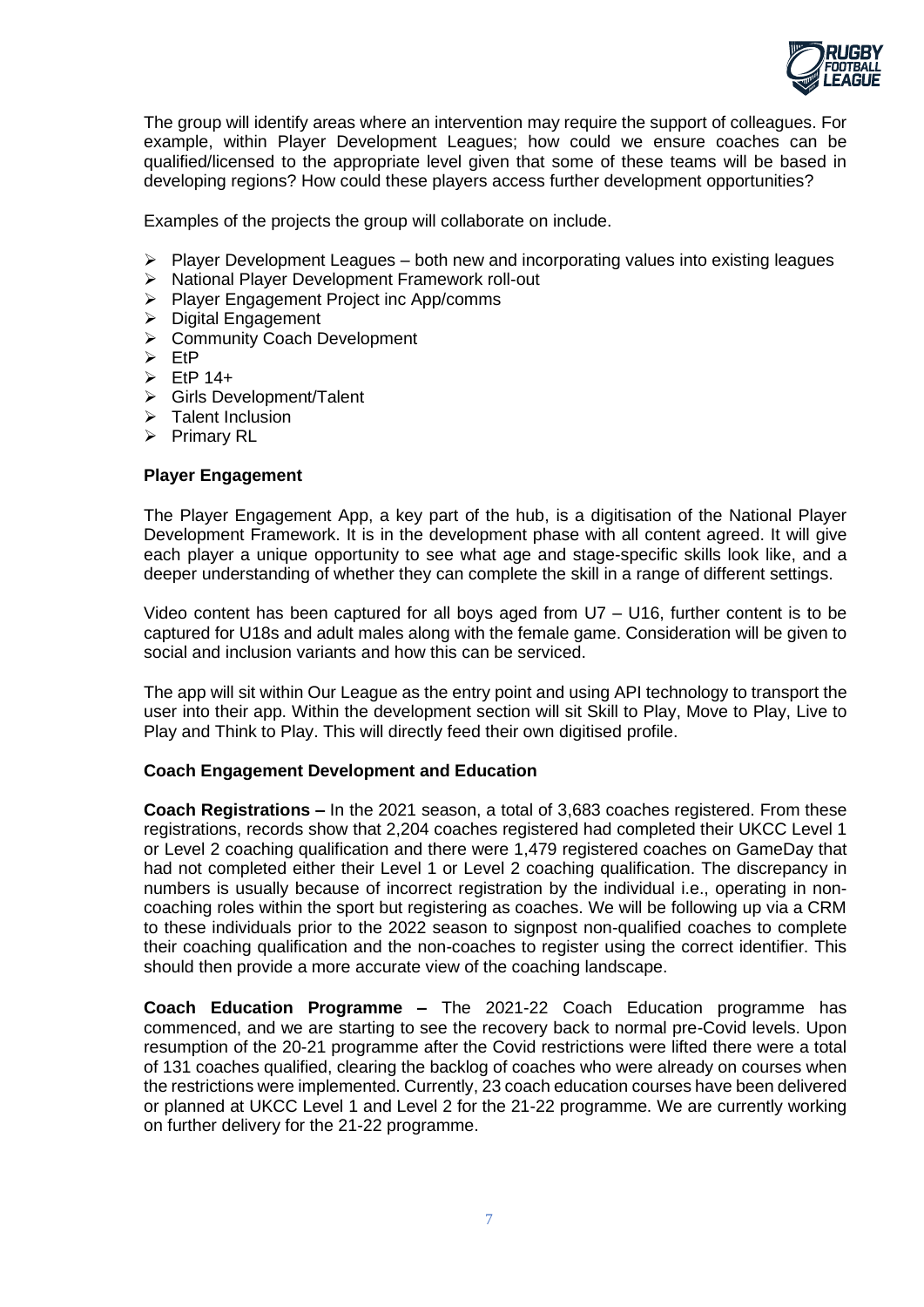The group will identify areas where an intervention may require the support of colleagues. For example, within Player Development Leagues; how could we ensure coaches can be qualified/licensed to the appropriate level given that some of these teams will be based in developing regions? How could these players access further development opportunities?

Examples of the projects the group will collaborate on include.

- Player Development Leagues – both new and incorporating values into existing leagues
- National Player Development Framework roll-out
- Player Engagement Project inc App/comms
- Digital Engagement
- Community Coach Development
- EtP
- EtP 14+
- Girls Development/Talent
- Talent Inclusion
- Primary RL

**Player Engagement**

The Player Engagement App, a key part of the hub, is a digitisation of the National Player Development Framework. It is in the development phase with all content agreed. It will give each player a unique opportunity to see what age and stage-specific skills look like, and a deeper understanding of whether they can complete the skill in a range of different settings.

Video content has been captured for all boys aged from U7 – U16, further content is to be captured for U18s and adult males along with the female game. Consideration will be given to social and inclusion variants and how this can be serviced.

The app will sit within Our League as the entry point and using API technology to transport the user into their app. Within the development section will sit Skill to Play, Move to Play, Live to Play and Think to Play. This will directly feed their own digitised profile.

**Coach Engagement Development and Education**

**Coach Registrations –** In the 2021 season, a total of 3,683 coaches registered. From these registrations, records show that 2,204 coaches registered had completed their UKCC Level 1 or Level 2 coaching qualification and there were 1,479 registered coaches on GameDay that had not completed either their Level 1 or Level 2 coaching qualification. The discrepancy in numbers is usually because of incorrect registration by the individual i.e., operating in non-coaching roles within the sport but registering as coaches. We will be following up via a CRM to these individuals prior to the 2022 season to signpost non-qualified coaches to complete their coaching qualification and the non-coaches to register using the correct identifier. This should then provide a more accurate view of the coaching landscape.

**Coach Education Programme –** The 2021-22 Coach Education programme has commenced, and we are starting to see the recovery back to normal pre-Covid levels. Upon resumption of the 20-21 programme after the Covid restrictions were lifted there were a total of 131 coaches qualified, clearing the backlog of coaches who were already on courses when the restrictions were implemented. Currently, 23 coach education courses have been delivered or planned at UKCC Level 1 and Level 2 for the 21-22 programme. We are currently working on further delivery for the 21-22 programme.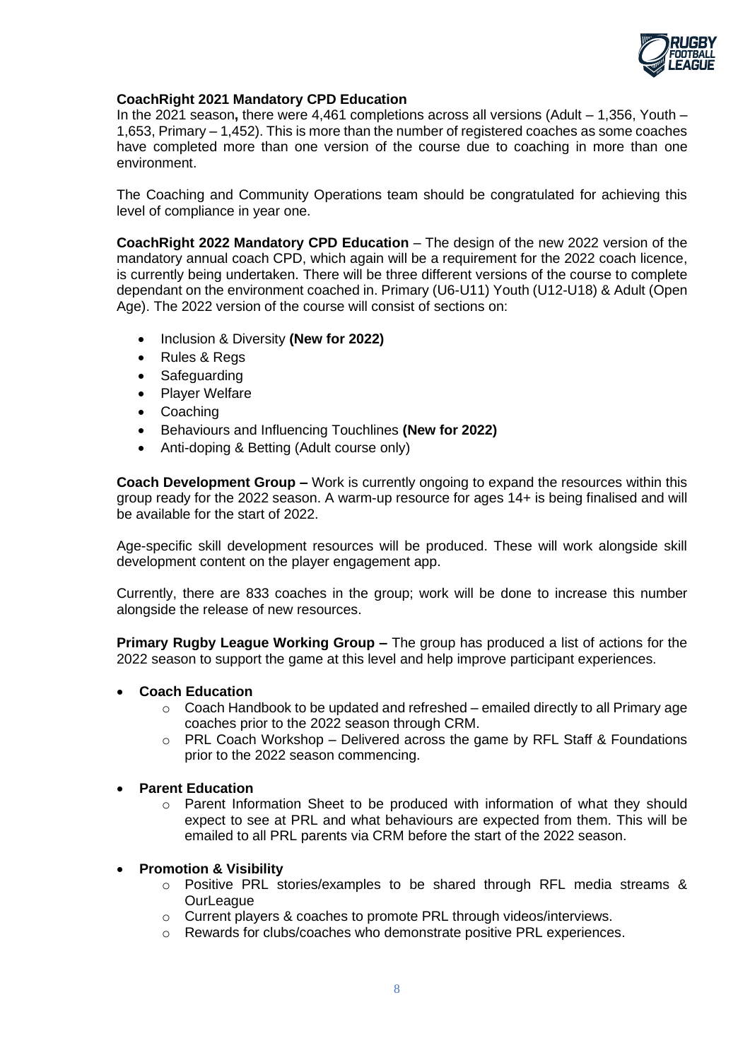**CoachRight 2021 Mandatory CPD Education**
In the 2021 season**,** there were 4,461 completions across all versions (Adult – 1,356, Youth – 1,653, Primary – 1,452). This is more than the number of registered coaches as some coaches have completed more than one version of the course due to coaching in more than one environment.

The Coaching and Community Operations team should be congratulated for achieving this level of compliance in year one.

**CoachRight 2022 Mandatory CPD Education** – The design of the new 2022 version of the mandatory annual coach CPD, which again will be a requirement for the 2022 coach licence, is currently being undertaken. There will be three different versions of the course to complete dependant on the environment coached in. Primary (U6-U11) Youth (U12-U18) & Adult (Open Age). The 2022 version of the course will consist of sections on:

- Inclusion & Diversity **(New for 2022)**
- Rules & Regs
- Safeguarding
- Player Welfare
- Coaching
- Behaviours and Influencing Touchlines **(New for 2022)**
- Anti-doping & Betting (Adult course only)

**Coach Development Group –** Work is currently ongoing to expand the resources within this group ready for the 2022 season. A warm-up resource for ages 14+ is being finalised and will be available for the start of 2022.

Age-specific skill development resources will be produced. These will work alongside skill development content on the player engagement app.

Currently, there are 833 coaches in the group; work will be done to increase this number alongside the release of new resources.

**Primary Rugby League Working Group –** The group has produced a list of actions for the 2022 season to support the game at this level and help improve participant experiences.

- **Coach Education**
  - Coach Handbook to be updated and refreshed – emailed directly to all Primary age coaches prior to the 2022 season through CRM.
  - PRL Coach Workshop – Delivered across the game by RFL Staff & Foundations prior to the 2022 season commencing.

- **Parent Education**
  - Parent Information Sheet to be produced with information of what they should expect to see at PRL and what behaviours are expected from them. This will be emailed to all PRL parents via CRM before the start of the 2022 season.

- **Promotion & Visibility**
  - Positive PRL stories/examples to be shared through RFL media streams & OurLeague
  - Current players & coaches to promote PRL through videos/interviews.
  - Rewards for clubs/coaches who demonstrate positive PRL experiences.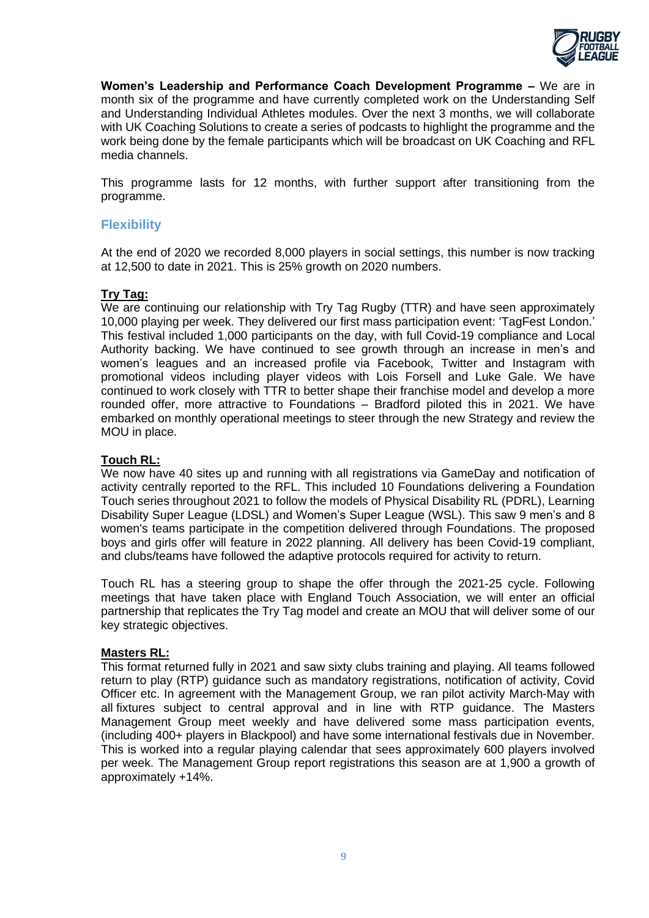**Women's Leadership and Performance Coach Development Programme –** We are in month six of the programme and have currently completed work on the Understanding Self and Understanding Individual Athletes modules. Over the next 3 months, we will collaborate with UK Coaching Solutions to create a series of podcasts to highlight the programme and the work being done by the female participants which will be broadcast on UK Coaching and RFL media channels.

This programme lasts for 12 months, with further support after transitioning from the programme.

## Flexibility

At the end of 2020 we recorded 8,000 players in social settings, this number is now tracking at 12,500 to date in 2021. This is 25% growth on 2020 numbers.

**Try Tag:**

We are continuing our relationship with Try Tag Rugby (TTR) and have seen approximately 10,000 playing per week. They delivered our first mass participation event: 'TagFest London.' This festival included 1,000 participants on the day, with full Covid-19 compliance and Local Authority backing. We have continued to see growth through an increase in men's and women's leagues and an increased profile via Facebook, Twitter and Instagram with promotional videos including player videos with Lois Forsell and Luke Gale. We have continued to work closely with TTR to better shape their franchise model and develop a more rounded offer, more attractive to Foundations – Bradford piloted this in 2021. We have embarked on monthly operational meetings to steer through the new Strategy and review the MOU in place.

**Touch RL:**

We now have 40 sites up and running with all registrations via GameDay and notification of activity centrally reported to the RFL. This included 10 Foundations delivering a Foundation Touch series throughout 2021 to follow the models of Physical Disability RL (PDRL), Learning Disability Super League (LDSL) and Women's Super League (WSL). This saw 9 men's and 8 women's teams participate in the competition delivered through Foundations. The proposed boys and girls offer will feature in 2022 planning. All delivery has been Covid-19 compliant, and clubs/teams have followed the adaptive protocols required for activity to return.

Touch RL has a steering group to shape the offer through the 2021-25 cycle. Following meetings that have taken place with England Touch Association, we will enter an official partnership that replicates the Try Tag model and create an MOU that will deliver some of our key strategic objectives.

**Masters RL:**

This format returned fully in 2021 and saw sixty clubs training and playing. All teams followed return to play (RTP) guidance such as mandatory registrations, notification of activity, Covid Officer etc. In agreement with the Management Group, we ran pilot activity March-May with all fixtures subject to central approval and in line with RTP guidance. The Masters Management Group meet weekly and have delivered some mass participation events, (including 400+ players in Blackpool) and have some international festivals due in November. This is worked into a regular playing calendar that sees approximately 600 players involved per week. The Management Group report registrations this season are at 1,900 a growth of approximately +14%.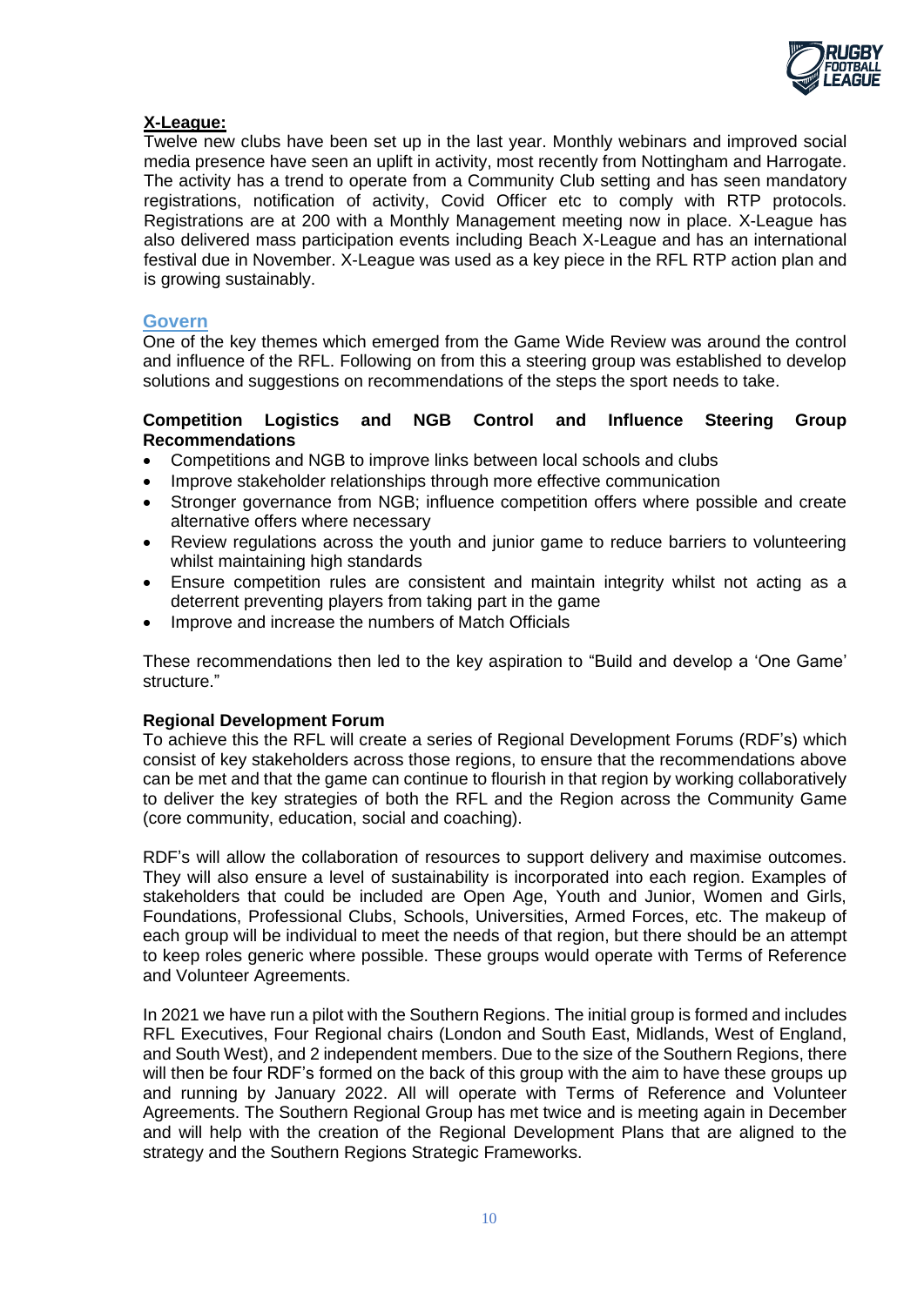**X-League:**

Twelve new clubs have been set up in the last year. Monthly webinars and improved social media presence have seen an uplift in activity, most recently from Nottingham and Harrogate. The activity has a trend to operate from a Community Club setting and has seen mandatory registrations, notification of activity, Covid Officer etc to comply with RTP protocols. Registrations are at 200 with a Monthly Management meeting now in place. X-League has also delivered mass participation events including Beach X-League and has an international festival due in November. X-League was used as a key piece in the RFL RTP action plan and is growing sustainably.

## Govern

One of the key themes which emerged from the Game Wide Review was around the control and influence of the RFL. Following on from this a steering group was established to develop solutions and suggestions on recommendations of the steps the sport needs to take.

**Competition Logistics and NGB Control and Influence Steering Group Recommendations**

- Competitions and NGB to improve links between local schools and clubs
- Improve stakeholder relationships through more effective communication
- Stronger governance from NGB; influence competition offers where possible and create alternative offers where necessary
- Review regulations across the youth and junior game to reduce barriers to volunteering whilst maintaining high standards
- Ensure competition rules are consistent and maintain integrity whilst not acting as a deterrent preventing players from taking part in the game
- Improve and increase the numbers of Match Officials

These recommendations then led to the key aspiration to "Build and develop a 'One Game' structure."

**Regional Development Forum**

To achieve this the RFL will create a series of Regional Development Forums (RDF's) which consist of key stakeholders across those regions, to ensure that the recommendations above can be met and that the game can continue to flourish in that region by working collaboratively to deliver the key strategies of both the RFL and the Region across the Community Game (core community, education, social and coaching).

RDF's will allow the collaboration of resources to support delivery and maximise outcomes. They will also ensure a level of sustainability is incorporated into each region. Examples of stakeholders that could be included are Open Age, Youth and Junior, Women and Girls, Foundations, Professional Clubs, Schools, Universities, Armed Forces, etc. The makeup of each group will be individual to meet the needs of that region, but there should be an attempt to keep roles generic where possible. These groups would operate with Terms of Reference and Volunteer Agreements.

In 2021 we have run a pilot with the Southern Regions. The initial group is formed and includes RFL Executives, Four Regional chairs (London and South East, Midlands, West of England, and South West), and 2 independent members. Due to the size of the Southern Regions, there will then be four RDF's formed on the back of this group with the aim to have these groups up and running by January 2022. All will operate with Terms of Reference and Volunteer Agreements. The Southern Regional Group has met twice and is meeting again in December and will help with the creation of the Regional Development Plans that are aligned to the strategy and the Southern Regions Strategic Frameworks.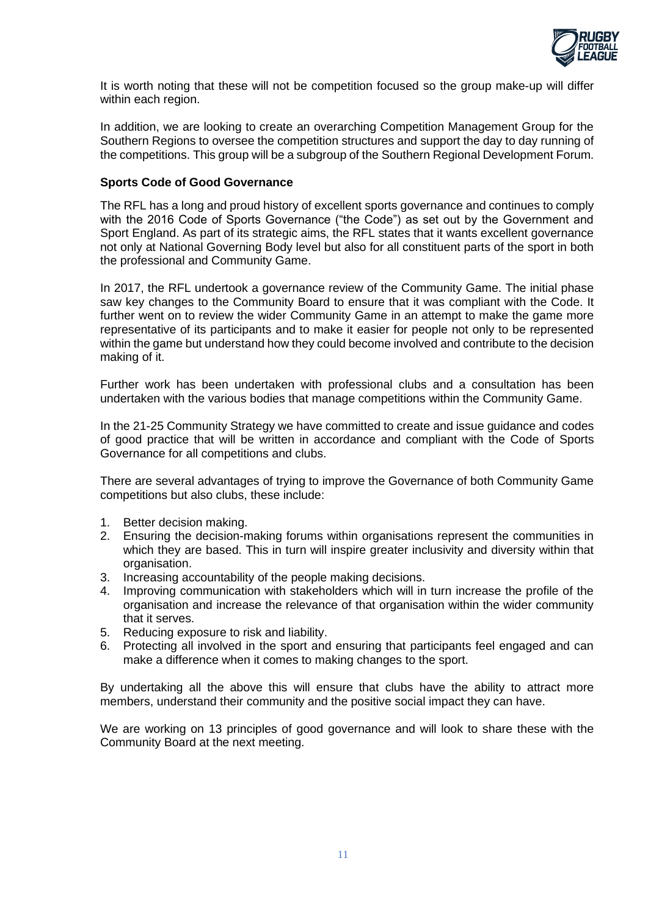It is worth noting that these will not be competition focused so the group make-up will differ within each region.

In addition, we are looking to create an overarching Competition Management Group for the Southern Regions to oversee the competition structures and support the day to day running of the competitions. This group will be a subgroup of the Southern Regional Development Forum.

**Sports Code of Good Governance**

The RFL has a long and proud history of excellent sports governance and continues to comply with the 2016 Code of Sports Governance ("the Code") as set out by the Government and Sport England. As part of its strategic aims, the RFL states that it wants excellent governance not only at National Governing Body level but also for all constituent parts of the sport in both the professional and Community Game.

In 2017, the RFL undertook a governance review of the Community Game. The initial phase saw key changes to the Community Board to ensure that it was compliant with the Code. It further went on to review the wider Community Game in an attempt to make the game more representative of its participants and to make it easier for people not only to be represented within the game but understand how they could become involved and contribute to the decision making of it.

Further work has been undertaken with professional clubs and a consultation has been undertaken with the various bodies that manage competitions within the Community Game.

In the 21-25 Community Strategy we have committed to create and issue guidance and codes of good practice that will be written in accordance and compliant with the Code of Sports Governance for all competitions and clubs.

There are several advantages of trying to improve the Governance of both Community Game competitions but also clubs, these include:

1. Better decision making.
2. Ensuring the decision-making forums within organisations represent the communities in which they are based. This in turn will inspire greater inclusivity and diversity within that organisation.
3. Increasing accountability of the people making decisions.
4. Improving communication with stakeholders which will in turn increase the profile of the organisation and increase the relevance of that organisation within the wider community that it serves.
5. Reducing exposure to risk and liability.
6. Protecting all involved in the sport and ensuring that participants feel engaged and can make a difference when it comes to making changes to the sport.

By undertaking all the above this will ensure that clubs have the ability to attract more members, understand their community and the positive social impact they can have.

We are working on 13 principles of good governance and will look to share these with the Community Board at the next meeting.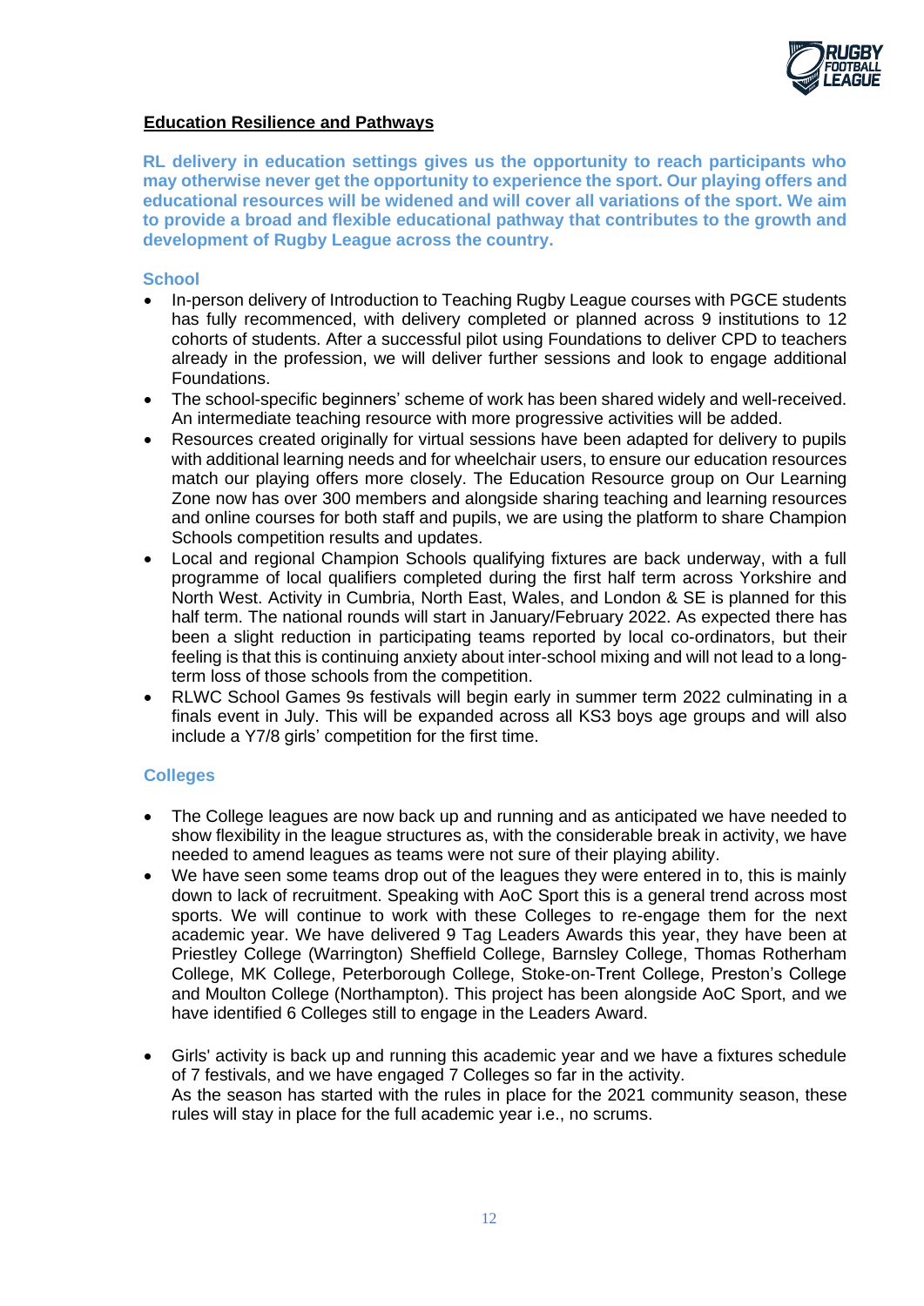## Education Resilience and Pathways

**RL delivery in education settings gives us the opportunity to reach participants who may otherwise never get the opportunity to experience the sport. Our playing offers and educational resources will be widened and will cover all variations of the sport. We aim to provide a broad and flexible educational pathway that contributes to the growth and development of Rugby League across the country.**

### School

- In-person delivery of Introduction to Teaching Rugby League courses with PGCE students has fully recommenced, with delivery completed or planned across 9 institutions to 12 cohorts of students. After a successful pilot using Foundations to deliver CPD to teachers already in the profession, we will deliver further sessions and look to engage additional Foundations.
- The school-specific beginners' scheme of work has been shared widely and well-received. An intermediate teaching resource with more progressive activities will be added.
- Resources created originally for virtual sessions have been adapted for delivery to pupils with additional learning needs and for wheelchair users, to ensure our education resources match our playing offers more closely. The Education Resource group on Our Learning Zone now has over 300 members and alongside sharing teaching and learning resources and online courses for both staff and pupils, we are using the platform to share Champion Schools competition results and updates.
- Local and regional Champion Schools qualifying fixtures are back underway, with a full programme of local qualifiers completed during the first half term across Yorkshire and North West. Activity in Cumbria, North East, Wales, and London & SE is planned for this half term. The national rounds will start in January/February 2022. As expected there has been a slight reduction in participating teams reported by local co-ordinators, but their feeling is that this is continuing anxiety about inter-school mixing and will not lead to a long-term loss of those schools from the competition.
- RLWC School Games 9s festivals will begin early in summer term 2022 culminating in a finals event in July. This will be expanded across all KS3 boys age groups and will also include a Y7/8 girls' competition for the first time.

### Colleges

- The College leagues are now back up and running and as anticipated we have needed to show flexibility in the league structures as, with the considerable break in activity, we have needed to amend leagues as teams were not sure of their playing ability.
- We have seen some teams drop out of the leagues they were entered in to, this is mainly down to lack of recruitment. Speaking with AoC Sport this is a general trend across most sports. We will continue to work with these Colleges to re-engage them for the next academic year. We have delivered 9 Tag Leaders Awards this year, they have been at Priestley College (Warrington) Sheffield College, Barnsley College, Thomas Rotherham College, MK College, Peterborough College, Stoke-on-Trent College, Preston's College and Moulton College (Northampton). This project has been alongside AoC Sport, and we have identified 6 Colleges still to engage in the Leaders Award.
- Girls' activity is back up and running this academic year and we have a fixtures schedule of 7 festivals, and we have engaged 7 Colleges so far in the activity.
  As the season has started with the rules in place for the 2021 community season, these rules will stay in place for the full academic year i.e., no scrums.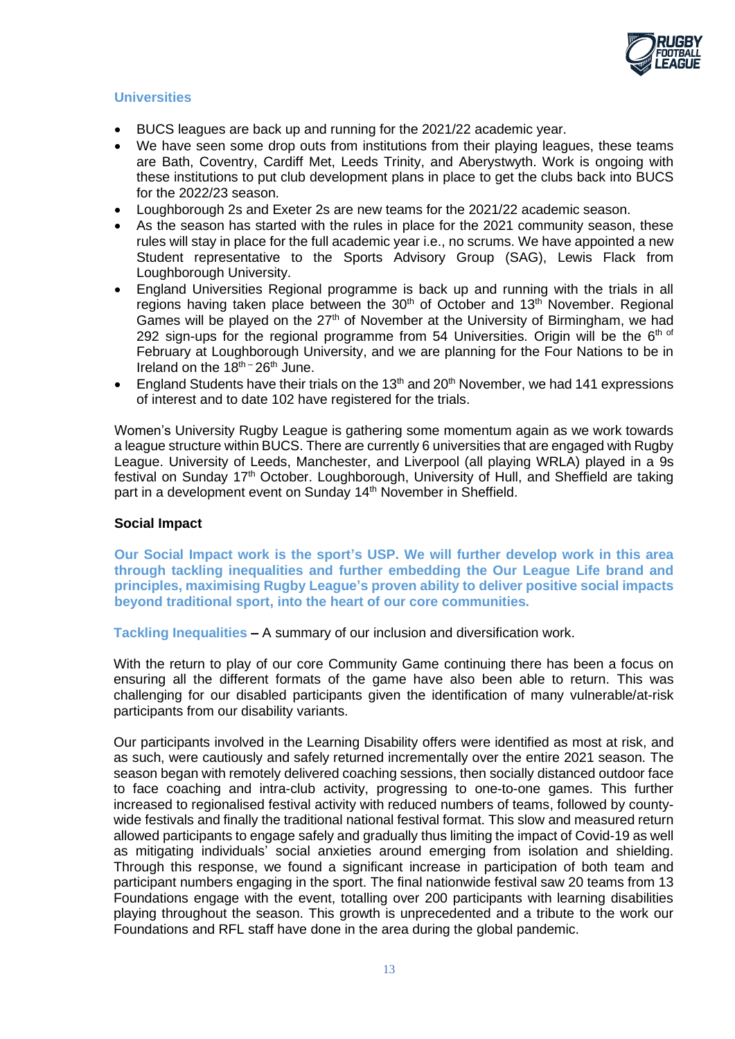## Universities

- BUCS leagues are back up and running for the 2021/22 academic year.
- We have seen some drop outs from institutions from their playing leagues, these teams are Bath, Coventry, Cardiff Met, Leeds Trinity, and Aberystwyth. Work is ongoing with these institutions to put club development plans in place to get the clubs back into BUCS for the 2022/23 season.
- Loughborough 2s and Exeter 2s are new teams for the 2021/22 academic season.
- As the season has started with the rules in place for the 2021 community season, these rules will stay in place for the full academic year i.e., no scrums. We have appointed a new Student representative to the Sports Advisory Group (SAG), Lewis Flack from Loughborough University.
- England Universities Regional programme is back up and running with the trials in all regions having taken place between the 30th of October and 13th November. Regional Games will be played on the 27th of November at the University of Birmingham, we had 292 sign-ups for the regional programme from 54 Universities. Origin will be the 6th of February at Loughborough University, and we are planning for the Four Nations to be in Ireland on the 18th – 26th June.
- England Students have their trials on the 13th and 20th November, we had 141 expressions of interest and to date 102 have registered for the trials.

Women's University Rugby League is gathering some momentum again as we work towards a league structure within BUCS. There are currently 6 universities that are engaged with Rugby League. University of Leeds, Manchester, and Liverpool (all playing WRLA) played in a 9s festival on Sunday 17th October. Loughborough, University of Hull, and Sheffield are taking part in a development event on Sunday 14th November in Sheffield.

## Social Impact

**Our Social Impact work is the sport's USP. We will further develop work in this area through tackling inequalities and further embedding the Our League Life brand and principles, maximising Rugby League's proven ability to deliver positive social impacts beyond traditional sport, into the heart of our core communities.**

**Tackling Inequalities** – A summary of our inclusion and diversification work.

With the return to play of our core Community Game continuing there has been a focus on ensuring all the different formats of the game have also been able to return. This was challenging for our disabled participants given the identification of many vulnerable/at-risk participants from our disability variants.

Our participants involved in the Learning Disability offers were identified as most at risk, and as such, were cautiously and safely returned incrementally over the entire 2021 season. The season began with remotely delivered coaching sessions, then socially distanced outdoor face to face coaching and intra-club activity, progressing to one-to-one games. This further increased to regionalised festival activity with reduced numbers of teams, followed by county-wide festivals and finally the traditional national festival format. This slow and measured return allowed participants to engage safely and gradually thus limiting the impact of Covid-19 as well as mitigating individuals' social anxieties around emerging from isolation and shielding. Through this response, we found a significant increase in participation of both team and participant numbers engaging in the sport. The final nationwide festival saw 20 teams from 13 Foundations engage with the event, totalling over 200 participants with learning disabilities playing throughout the season. This growth is unprecedented and a tribute to the work our Foundations and RFL staff have done in the area during the global pandemic.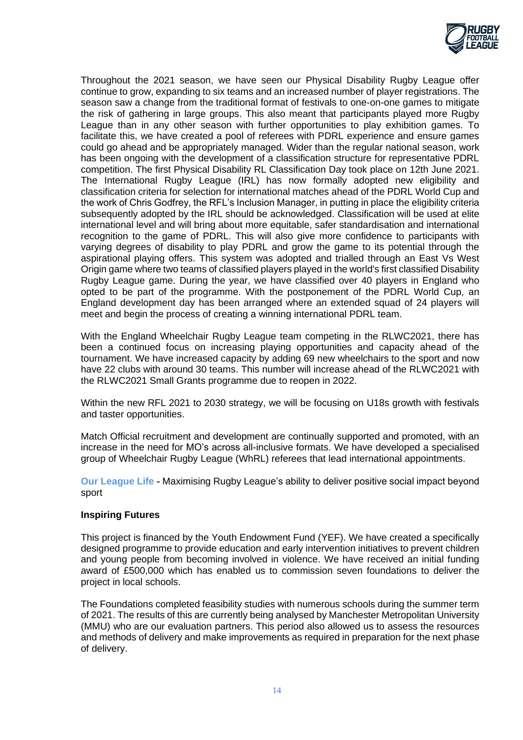Throughout the 2021 season, we have seen our Physical Disability Rugby League offer continue to grow, expanding to six teams and an increased number of player registrations. The season saw a change from the traditional format of festivals to one-on-one games to mitigate the risk of gathering in large groups. This also meant that participants played more Rugby League than in any other season with further opportunities to play exhibition games. To facilitate this, we have created a pool of referees with PDRL experience and ensure games could go ahead and be appropriately managed. Wider than the regular national season, work has been ongoing with the development of a classification structure for representative PDRL competition. The first Physical Disability RL Classification Day took place on 12th June 2021. The International Rugby League (IRL) has now formally adopted new eligibility and classification criteria for selection for international matches ahead of the PDRL World Cup and the work of Chris Godfrey, the RFL's Inclusion Manager, in putting in place the eligibility criteria subsequently adopted by the IRL should be acknowledged. Classification will be used at elite international level and will bring about more equitable, safer standardisation and international recognition to the game of PDRL. This will also give more confidence to participants with varying degrees of disability to play PDRL and grow the game to its potential through the aspirational playing offers. This system was adopted and trialled through an East Vs West Origin game where two teams of classified players played in the world's first classified Disability Rugby League game. During the year, we have classified over 40 players in England who opted to be part of the programme. With the postponement of the PDRL World Cup, an England development day has been arranged where an extended squad of 24 players will meet and begin the process of creating a winning international PDRL team.

With the England Wheelchair Rugby League team competing in the RLWC2021, there has been a continued focus on increasing playing opportunities and capacity ahead of the tournament. We have increased capacity by adding 69 new wheelchairs to the sport and now have 22 clubs with around 30 teams. This number will increase ahead of the RLWC2021 with the RLWC2021 Small Grants programme due to reopen in 2022.

Within the new RFL 2021 to 2030 strategy, we will be focusing on U18s growth with festivals and taster opportunities.

Match Official recruitment and development are continually supported and promoted, with an increase in the need for MO's across all-inclusive formats. We have developed a specialised group of Wheelchair Rugby League (WhRL) referees that lead international appointments.

**Our League Life** - Maximising Rugby League's ability to deliver positive social impact beyond sport

**Inspiring Futures**

This project is financed by the Youth Endowment Fund (YEF). We have created a specifically designed programme to provide education and early intervention initiatives to prevent children and young people from becoming involved in violence. We have received an initial funding award of £500,000 which has enabled us to commission seven foundations to deliver the project in local schools.

The Foundations completed feasibility studies with numerous schools during the summer term of 2021. The results of this are currently being analysed by Manchester Metropolitan University (MMU) who are our evaluation partners. This period also allowed us to assess the resources and methods of delivery and make improvements as required in preparation for the next phase of delivery.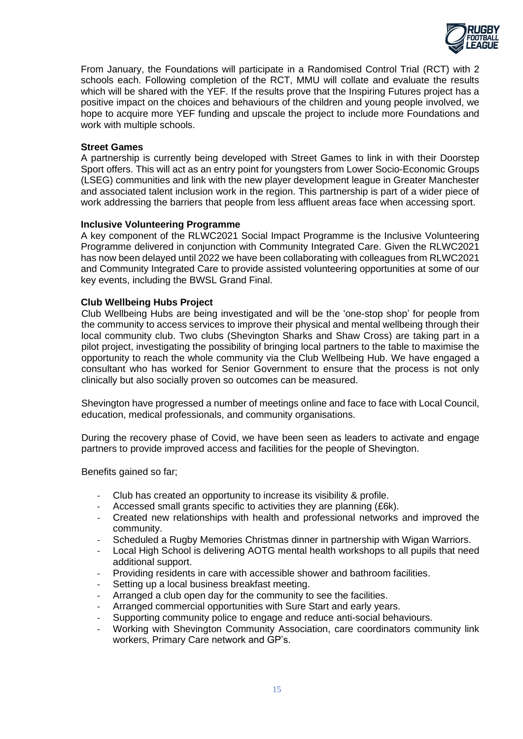From January, the Foundations will participate in a Randomised Control Trial (RCT) with 2 schools each. Following completion of the RCT, MMU will collate and evaluate the results which will be shared with the YEF. If the results prove that the Inspiring Futures project has a positive impact on the choices and behaviours of the children and young people involved, we hope to acquire more YEF funding and upscale the project to include more Foundations and work with multiple schools.

**Street Games**

A partnership is currently being developed with Street Games to link in with their Doorstep Sport offers. This will act as an entry point for youngsters from Lower Socio-Economic Groups (LSEG) communities and link with the new player development league in Greater Manchester and associated talent inclusion work in the region. This partnership is part of a wider piece of work addressing the barriers that people from less affluent areas face when accessing sport.

**Inclusive Volunteering Programme**

A key component of the RLWC2021 Social Impact Programme is the Inclusive Volunteering Programme delivered in conjunction with Community Integrated Care. Given the RLWC2021 has now been delayed until 2022 we have been collaborating with colleagues from RLWC2021 and Community Integrated Care to provide assisted volunteering opportunities at some of our key events, including the BWSL Grand Final.

**Club Wellbeing Hubs Project**

Club Wellbeing Hubs are being investigated and will be the 'one-stop shop' for people from the community to access services to improve their physical and mental wellbeing through their local community club. Two clubs (Shevington Sharks and Shaw Cross) are taking part in a pilot project, investigating the possibility of bringing local partners to the table to maximise the opportunity to reach the whole community via the Club Wellbeing Hub. We have engaged a consultant who has worked for Senior Government to ensure that the process is not only clinically but also socially proven so outcomes can be measured.

Shevington have progressed a number of meetings online and face to face with Local Council, education, medical professionals, and community organisations.

During the recovery phase of Covid, we have been seen as leaders to activate and engage partners to provide improved access and facilities for the people of Shevington.

Benefits gained so far;

- Club has created an opportunity to increase its visibility & profile.
- Accessed small grants specific to activities they are planning (£6k).
- Created new relationships with health and professional networks and improved the community.
- Scheduled a Rugby Memories Christmas dinner in partnership with Wigan Warriors.
- Local High School is delivering AOTG mental health workshops to all pupils that need additional support.
- Providing residents in care with accessible shower and bathroom facilities.
- Setting up a local business breakfast meeting.
- Arranged a club open day for the community to see the facilities.
- Arranged commercial opportunities with Sure Start and early years.
- Supporting community police to engage and reduce anti-social behaviours.
- Working with Shevington Community Association, care coordinators community link workers, Primary Care network and GP's.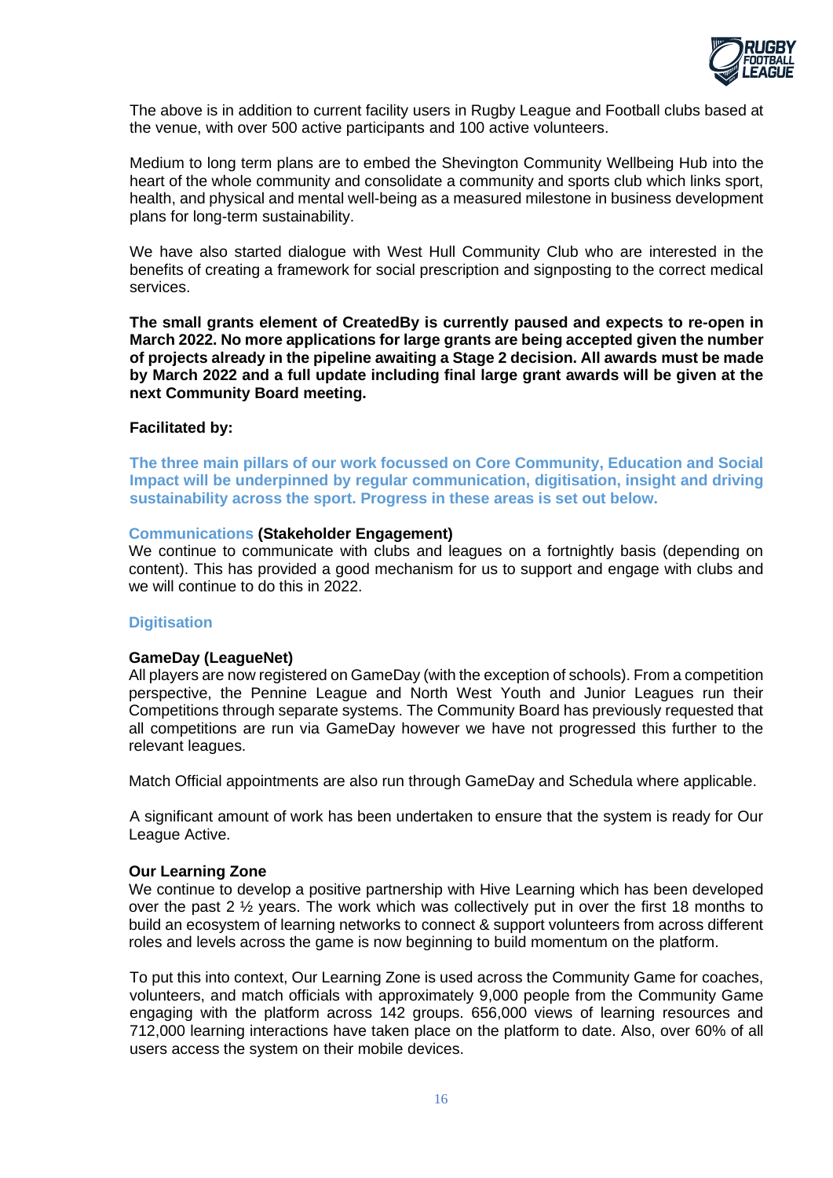The above is in addition to current facility users in Rugby League and Football clubs based at the venue, with over 500 active participants and 100 active volunteers.

Medium to long term plans are to embed the Shevington Community Wellbeing Hub into the heart of the whole community and consolidate a community and sports club which links sport, health, and physical and mental well-being as a measured milestone in business development plans for long-term sustainability.

We have also started dialogue with West Hull Community Club who are interested in the benefits of creating a framework for social prescription and signposting to the correct medical services.

**The small grants element of CreatedBy is currently paused and expects to re-open in March 2022. No more applications for large grants are being accepted given the number of projects already in the pipeline awaiting a Stage 2 decision. All awards must be made by March 2022 and a full update including final large grant awards will be given at the next Community Board meeting.**

**Facilitated by:**

**The three main pillars of our work focussed on Core Community, Education and Social Impact will be underpinned by regular communication, digitisation, insight and driving sustainability across the sport. Progress in these areas is set out below.**

**Communications (Stakeholder Engagement)**

We continue to communicate with clubs and leagues on a fortnightly basis (depending on content). This has provided a good mechanism for us to support and engage with clubs and we will continue to do this in 2022.

## Digitisation

**GameDay (LeagueNet)**

All players are now registered on GameDay (with the exception of schools). From a competition perspective, the Pennine League and North West Youth and Junior Leagues run their Competitions through separate systems. The Community Board has previously requested that all competitions are run via GameDay however we have not progressed this further to the relevant leagues.

Match Official appointments are also run through GameDay and Schedula where applicable.

A significant amount of work has been undertaken to ensure that the system is ready for Our League Active.

**Our Learning Zone**

We continue to develop a positive partnership with Hive Learning which has been developed over the past 2 ½ years. The work which was collectively put in over the first 18 months to build an ecosystem of learning networks to connect & support volunteers from across different roles and levels across the game is now beginning to build momentum on the platform.

To put this into context, Our Learning Zone is used across the Community Game for coaches, volunteers, and match officials with approximately 9,000 people from the Community Game engaging with the platform across 142 groups. 656,000 views of learning resources and 712,000 learning interactions have taken place on the platform to date. Also, over 60% of all users access the system on their mobile devices.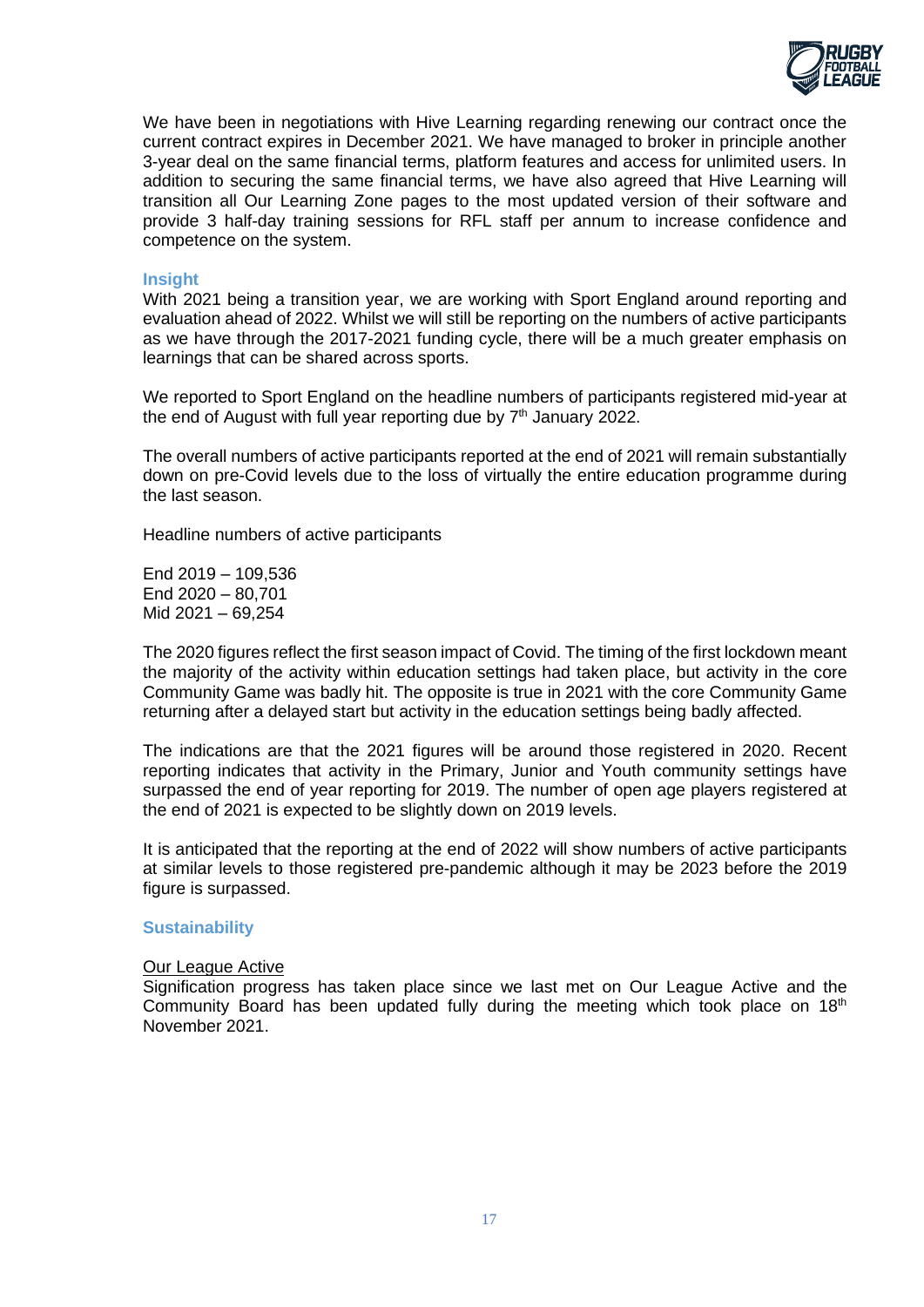We have been in negotiations with Hive Learning regarding renewing our contract once the current contract expires in December 2021. We have managed to broker in principle another 3-year deal on the same financial terms, platform features and access for unlimited users. In addition to securing the same financial terms, we have also agreed that Hive Learning will transition all Our Learning Zone pages to the most updated version of their software and provide 3 half-day training sessions for RFL staff per annum to increase confidence and competence on the system.

### Insight

With 2021 being a transition year, we are working with Sport England around reporting and evaluation ahead of 2022. Whilst we will still be reporting on the numbers of active participants as we have through the 2017-2021 funding cycle, there will be a much greater emphasis on learnings that can be shared across sports.

We reported to Sport England on the headline numbers of participants registered mid-year at the end of August with full year reporting due by 7th January 2022.

The overall numbers of active participants reported at the end of 2021 will remain substantially down on pre-Covid levels due to the loss of virtually the entire education programme during the last season.

Headline numbers of active participants

End 2019 – 109,536
End 2020 – 80,701
Mid 2021 – 69,254

The 2020 figures reflect the first season impact of Covid. The timing of the first lockdown meant the majority of the activity within education settings had taken place, but activity in the core Community Game was badly hit. The opposite is true in 2021 with the core Community Game returning after a delayed start but activity in the education settings being badly affected.

The indications are that the 2021 figures will be around those registered in 2020. Recent reporting indicates that activity in the Primary, Junior and Youth community settings have surpassed the end of year reporting for 2019. The number of open age players registered at the end of 2021 is expected to be slightly down on 2019 levels.

It is anticipated that the reporting at the end of 2022 will show numbers of active participants at similar levels to those registered pre-pandemic although it may be 2023 before the 2019 figure is surpassed.

### Sustainability

<u>Our League Active</u>

Signification progress has taken place since we last met on Our League Active and the Community Board has been updated fully during the meeting which took place on 18th November 2021.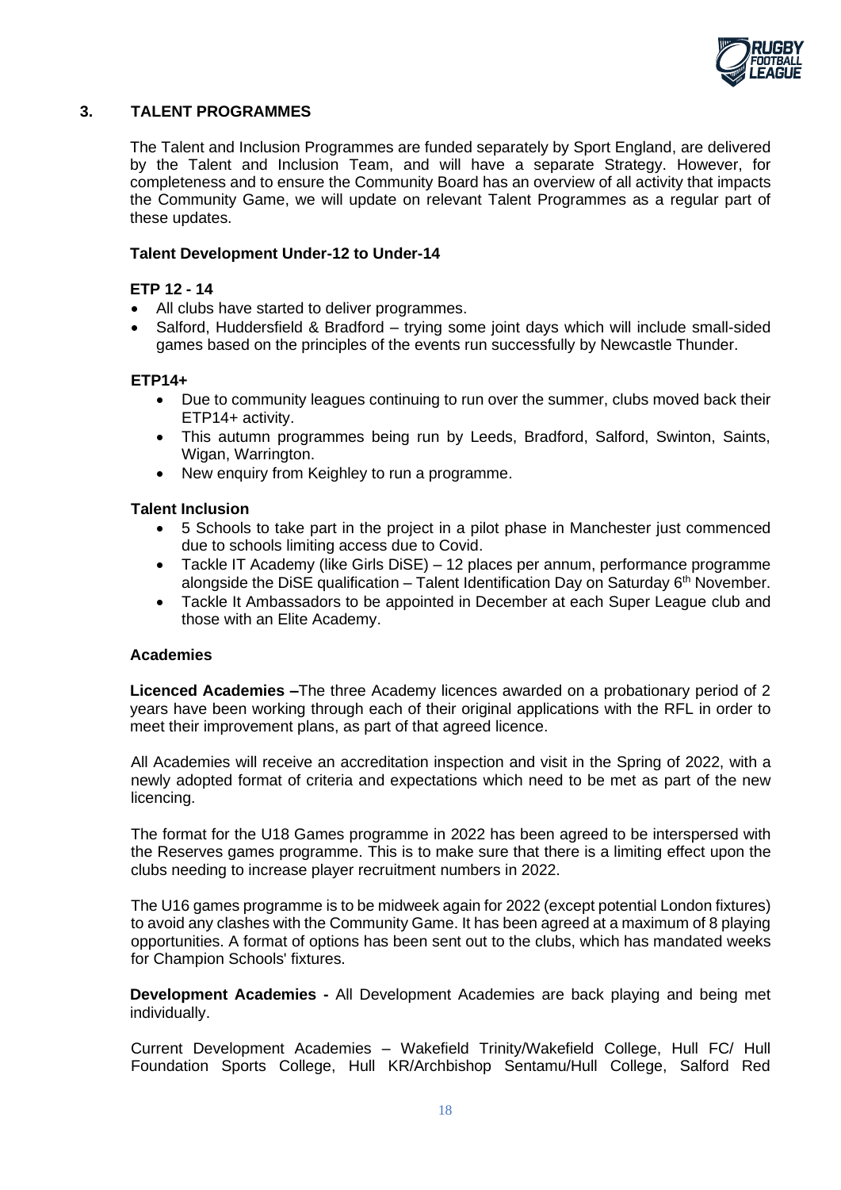## 3. TALENT PROGRAMMES

The Talent and Inclusion Programmes are funded separately by Sport England, are delivered by the Talent and Inclusion Team, and will have a separate Strategy. However, for completeness and to ensure the Community Board has an overview of all activity that impacts the Community Game, we will update on relevant Talent Programmes as a regular part of these updates.

### Talent Development Under-12 to Under-14

#### ETP 12 - 14

- All clubs have started to deliver programmes.
- Salford, Huddersfield & Bradford – trying some joint days which will include small-sided games based on the principles of the events run successfully by Newcastle Thunder.

#### ETP14+

- Due to community leagues continuing to run over the summer, clubs moved back their ETP14+ activity.
- This autumn programmes being run by Leeds, Bradford, Salford, Swinton, Saints, Wigan, Warrington.
- New enquiry from Keighley to run a programme.

#### Talent Inclusion

- 5 Schools to take part in the project in a pilot phase in Manchester just commenced due to schools limiting access due to Covid.
- Tackle IT Academy (like Girls DiSE) – 12 places per annum, performance programme alongside the DiSE qualification – Talent Identification Day on Saturday 6th November.
- Tackle It Ambassadors to be appointed in December at each Super League club and those with an Elite Academy.

### Academies

**Licenced Academies –**The three Academy licences awarded on a probationary period of 2 years have been working through each of their original applications with the RFL in order to meet their improvement plans, as part of that agreed licence.

All Academies will receive an accreditation inspection and visit in the Spring of 2022, with a newly adopted format of criteria and expectations which need to be met as part of the new licencing.

The format for the U18 Games programme in 2022 has been agreed to be interspersed with the Reserves games programme. This is to make sure that there is a limiting effect upon the clubs needing to increase player recruitment numbers in 2022.

The U16 games programme is to be midweek again for 2022 (except potential London fixtures) to avoid any clashes with the Community Game. It has been agreed at a maximum of 8 playing opportunities. A format of options has been sent out to the clubs, which has mandated weeks for Champion Schools' fixtures.

**Development Academies -** All Development Academies are back playing and being met individually.

Current Development Academies – Wakefield Trinity/Wakefield College, Hull FC/ Hull Foundation Sports College, Hull KR/Archbishop Sentamu/Hull College, Salford Red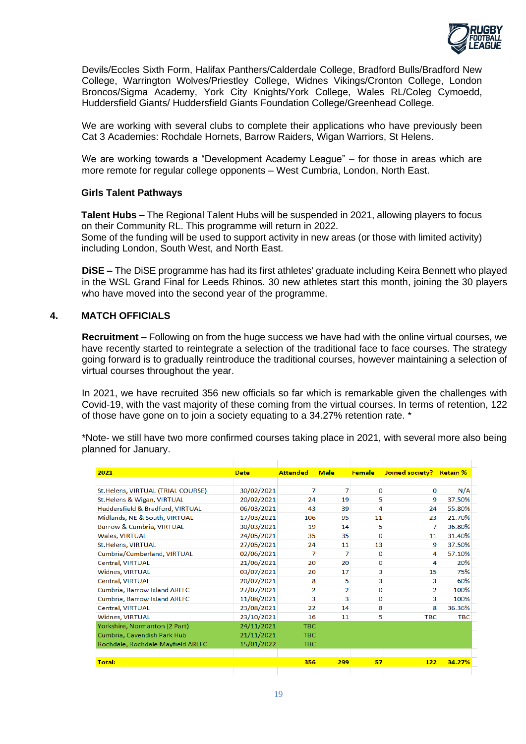Devils/Eccles Sixth Form, Halifax Panthers/Calderdale College, Bradford Bulls/Bradford New College, Warrington Wolves/Priestley College, Widnes Vikings/Cronton College, London Broncos/Sigma Academy, York City Knights/York College, Wales RL/Coleg Cymoedd, Huddersfield Giants/ Huddersfield Giants Foundation College/Greenhead College.

We are working with several clubs to complete their applications who have previously been Cat 3 Academies: Rochdale Hornets, Barrow Raiders, Wigan Warriors, St Helens.

We are working towards a "Development Academy League" – for those in areas which are more remote for regular college opponents – West Cumbria, London, North East.

**Girls Talent Pathways**

**Talent Hubs –** The Regional Talent Hubs will be suspended in 2021, allowing players to focus on their Community RL. This programme will return in 2022.
Some of the funding will be used to support activity in new areas (or those with limited activity) including London, South West, and North East.

**DiSE –** The DiSE programme has had its first athletes' graduate including Keira Bennett who played in the WSL Grand Final for Leeds Rhinos. 30 new athletes start this month, joining the 30 players who have moved into the second year of the programme.

## 4. MATCH OFFICIALS

**Recruitment –** Following on from the huge success we have had with the online virtual courses, we have recently started to reintegrate a selection of the traditional face to face courses. The strategy going forward is to gradually reintroduce the traditional courses, however maintaining a selection of virtual courses throughout the year.

In 2021, we have recruited 356 new officials so far which is remarkable given the challenges with Covid-19, with the vast majority of these coming from the virtual courses. In terms of retention, 122 of those have gone on to join a society equating to a 34.27% retention rate. *

*Note- we still have two more confirmed courses taking place in 2021, with several more also being planned for January.

| 2021 | Date | Attended | Male | Female | Joined society? | Retain % |
|---|---|---|---|---|---|---|
| St.Helens, VIRTUAL (TRIAL COURSE) | 30/02/2021 | 7 | 7 | 0 | 0 | N/A |
| St.Helens & Wigan, VIRTUAL | 20/02/2021 | 24 | 19 | 5 | 9 | 37.50% |
| Huddersfield & Bradford, VIRTUAL | 06/03/2021 | 43 | 39 | 4 | 24 | 55.80% |
| Midlands, NE & South, VIRTUAL | 17/03/2021 | 106 | 95 | 11 | 23 | 21.70% |
| Barrow & Cumbria, VIRTUAL | 30/03/2021 | 19 | 14 | 5 | 7 | 36.80% |
| Wales, VIRTUAL | 24/05/2021 | 35 | 35 | 0 | 11 | 31.40% |
| St.Helens, VIRTUAL | 27/05/2021 | 24 | 11 | 13 | 9 | 37.50% |
| Cumbria/Cumberland, VIRTUAL | 02/06/2021 | 7 | 7 | 0 | 4 | 57.10% |
| Central, VIRTUAL | 21/06/2021 | 20 | 20 | 0 | 4 | 20% |
| Widnes, VIRTUAL | 03/07/2021 | 20 | 17 | 3 | 15 | 75% |
| Central, VIRTUAL | 20/07/2021 | 8 | 5 | 3 | 3 | 60% |
| Cumbria, Barrow Island ARLFC | 27/07/2021 | 2 | 2 | 0 | 2 | 100% |
| Cumbria, Barrow Island ARLFC | 11/08/2021 | 3 | 3 | 0 | 3 | 100% |
| Central, VIRTUAL | 23/08/2021 | 22 | 14 | 8 | 8 | 36.36% |
| Widnes, VIRTUAL | 23/10/2021 | 16 | 11 | 5 | TBC | TBC |
| Yorkshire, Normanton (2 Part) | 24/11/2021 | TBC | | | | |
| Cumbria, Cavendish Park Hub | 21/11/2021 | TBC | | | | |
| Rochdale, Rochdale Mayfield ARLFC | 15/01/2022 | TBC | | | | |
| **Total:** | | **356** | **299** | **57** | **122** | **34.27%** |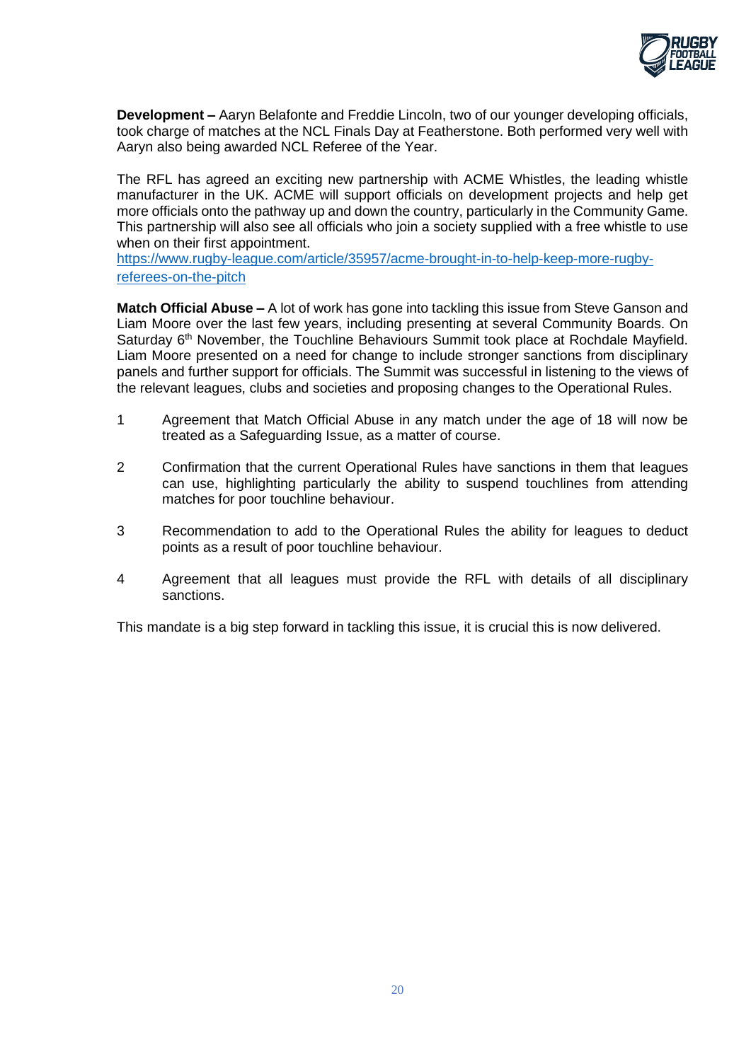**Development –** Aaryn Belafonte and Freddie Lincoln, two of our younger developing officials, took charge of matches at the NCL Finals Day at Featherstone. Both performed very well with Aaryn also being awarded NCL Referee of the Year.

The RFL has agreed an exciting new partnership with ACME Whistles, the leading whistle manufacturer in the UK. ACME will support officials on development projects and help get more officials onto the pathway up and down the country, particularly in the Community Game. This partnership will also see all officials who join a society supplied with a free whistle to use when on their first appointment.
https://www.rugby-league.com/article/35957/acme-brought-in-to-help-keep-more-rugby-referees-on-the-pitch

**Match Official Abuse –** A lot of work has gone into tackling this issue from Steve Ganson and Liam Moore over the last few years, including presenting at several Community Boards. On Saturday 6th November, the Touchline Behaviours Summit took place at Rochdale Mayfield. Liam Moore presented on a need for change to include stronger sanctions from disciplinary panels and further support for officials. The Summit was successful in listening to the views of the relevant leagues, clubs and societies and proposing changes to the Operational Rules.

1. Agreement that Match Official Abuse in any match under the age of 18 will now be treated as a Safeguarding Issue, as a matter of course.
2. Confirmation that the current Operational Rules have sanctions in them that leagues can use, highlighting particularly the ability to suspend touchlines from attending matches for poor touchline behaviour.
3. Recommendation to add to the Operational Rules the ability for leagues to deduct points as a result of poor touchline behaviour.
4. Agreement that all leagues must provide the RFL with details of all disciplinary sanctions.

This mandate is a big step forward in tackling this issue, it is crucial this is now delivered.